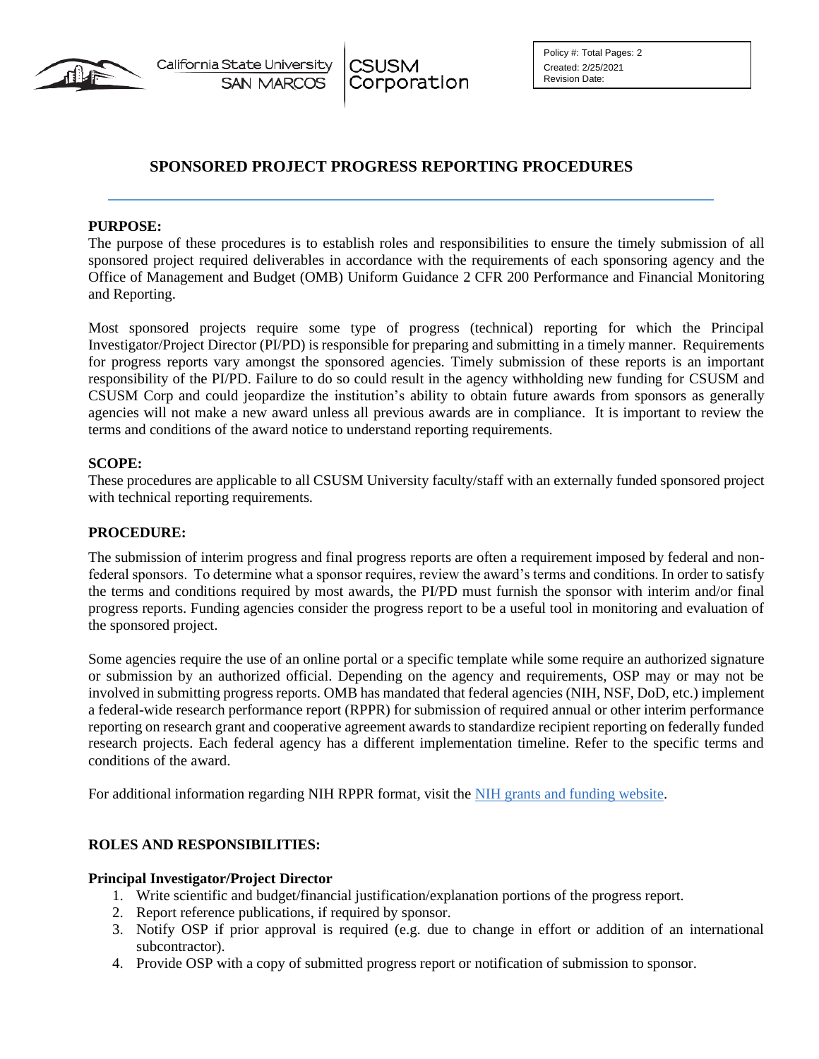California State University SAN MARCOS | CSUSM Corporation

Policy #: Total Pages: 2
Created: 2/25/2021
Revision Date:

# SPONSORED PROJECT PROGRESS REPORTING PROCEDURES

**PURPOSE:**

The purpose of these procedures is to establish roles and responsibilities to ensure the timely submission of all sponsored project required deliverables in accordance with the requirements of each sponsoring agency and the Office of Management and Budget (OMB) Uniform Guidance 2 CFR 200 Performance and Financial Monitoring and Reporting.

Most sponsored projects require some type of progress (technical) reporting for which the Principal Investigator/Project Director (PI/PD) is responsible for preparing and submitting in a timely manner. Requirements for progress reports vary amongst the sponsored agencies. Timely submission of these reports is an important responsibility of the PI/PD. Failure to do so could result in the agency withholding new funding for CSUSM and CSUSM Corp and could jeopardize the institution's ability to obtain future awards from sponsors as generally agencies will not make a new award unless all previous awards are in compliance. It is important to review the terms and conditions of the award notice to understand reporting requirements.

**SCOPE:**

These procedures are applicable to all CSUSM University faculty/staff with an externally funded sponsored project with technical reporting requirements.

**PROCEDURE:**

The submission of interim progress and final progress reports are often a requirement imposed by federal and non-federal sponsors. To determine what a sponsor requires, review the award's terms and conditions. In order to satisfy the terms and conditions required by most awards, the PI/PD must furnish the sponsor with interim and/or final progress reports. Funding agencies consider the progress report to be a useful tool in monitoring and evaluation of the sponsored project.

Some agencies require the use of an online portal or a specific template while some require an authorized signature or submission by an authorized official. Depending on the agency and requirements, OSP may or may not be involved in submitting progress reports. OMB has mandated that federal agencies (NIH, NSF, DoD, etc.) implement a federal-wide research performance report (RPPR) for submission of required annual or other interim performance reporting on research grant and cooperative agreement awards to standardize recipient reporting on federally funded research projects. Each federal agency has a different implementation timeline. Refer to the specific terms and conditions of the award.

For additional information regarding NIH RPPR format, visit the NIH grants and funding website.

**ROLES AND RESPONSIBILITIES:**

**Principal Investigator/Project Director**

1. Write scientific and budget/financial justification/explanation portions of the progress report.
2. Report reference publications, if required by sponsor.
3. Notify OSP if prior approval is required (e.g. due to change in effort or addition of an international subcontractor).
4. Provide OSP with a copy of submitted progress report or notification of submission to sponsor.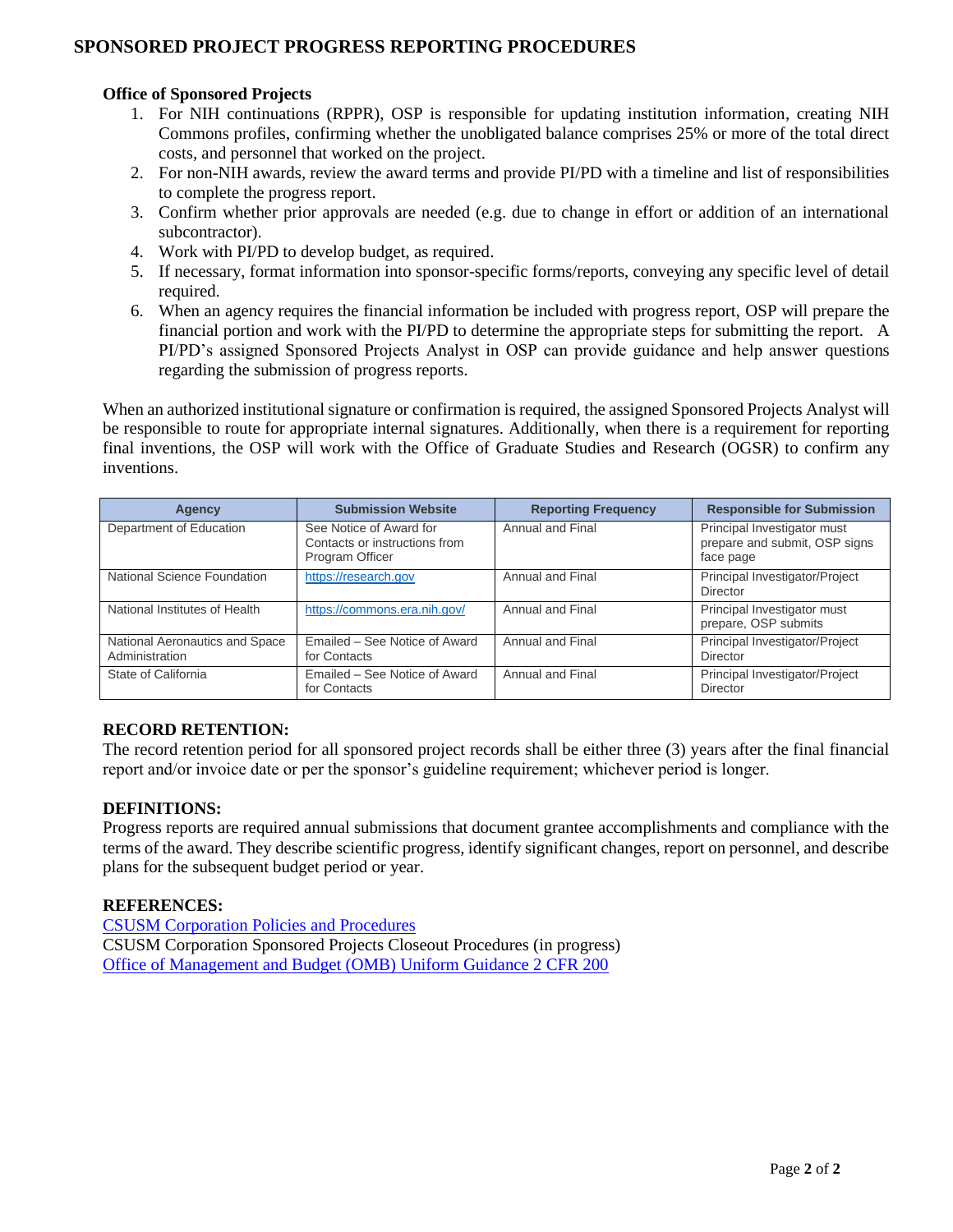## SPONSORED PROJECT PROGRESS REPORTING PROCEDURES

**Office of Sponsored Projects**

1. For NIH continuations (RPPR), OSP is responsible for updating institution information, creating NIH Commons profiles, confirming whether the unobligated balance comprises 25% or more of the total direct costs, and personnel that worked on the project.
2. For non-NIH awards, review the award terms and provide PI/PD with a timeline and list of responsibilities to complete the progress report.
3. Confirm whether prior approvals are needed (e.g. due to change in effort or addition of an international subcontractor).
4. Work with PI/PD to develop budget, as required.
5. If necessary, format information into sponsor-specific forms/reports, conveying any specific level of detail required.
6. When an agency requires the financial information be included with progress report, OSP will prepare the financial portion and work with the PI/PD to determine the appropriate steps for submitting the report. A PI/PD's assigned Sponsored Projects Analyst in OSP can provide guidance and help answer questions regarding the submission of progress reports.

When an authorized institutional signature or confirmation is required, the assigned Sponsored Projects Analyst will be responsible to route for appropriate internal signatures. Additionally, when there is a requirement for reporting final inventions, the OSP will work with the Office of Graduate Studies and Research (OGSR) to confirm any inventions.

| Agency | Submission Website | Reporting Frequency | Responsible for Submission |
| --- | --- | --- | --- |
| Department of Education | See Notice of Award for Contacts or instructions from Program Officer | Annual and Final | Principal Investigator must prepare and submit, OSP signs face page |
| National Science Foundation | [https://research.gov](https://research.gov) | Annual and Final | Principal Investigator/Project Director |
| National Institutes of Health | [https://commons.era.nih.gov/](https://commons.era.nih.gov/) | Annual and Final | Principal Investigator must prepare, OSP submits |
| National Aeronautics and Space Administration | Emailed – See Notice of Award for Contacts | Annual and Final | Principal Investigator/Project Director |
| State of California | Emailed – See Notice of Award for Contacts | Annual and Final | Principal Investigator/Project Director |

### RECORD RETENTION:

The record retention period for all sponsored project records shall be either three (3) years after the final financial report and/or invoice date or per the sponsor's guideline requirement; whichever period is longer.

### DEFINITIONS:

Progress reports are required annual submissions that document grantee accomplishments and compliance with the terms of the award. They describe scientific progress, identify significant changes, report on personnel, and describe plans for the subsequent budget period or year.

### REFERENCES:

CSUSM Corporation Policies and Procedures
CSUSM Corporation Sponsored Projects Closeout Procedures (in progress)
Office of Management and Budget (OMB) Uniform Guidance 2 CFR 200